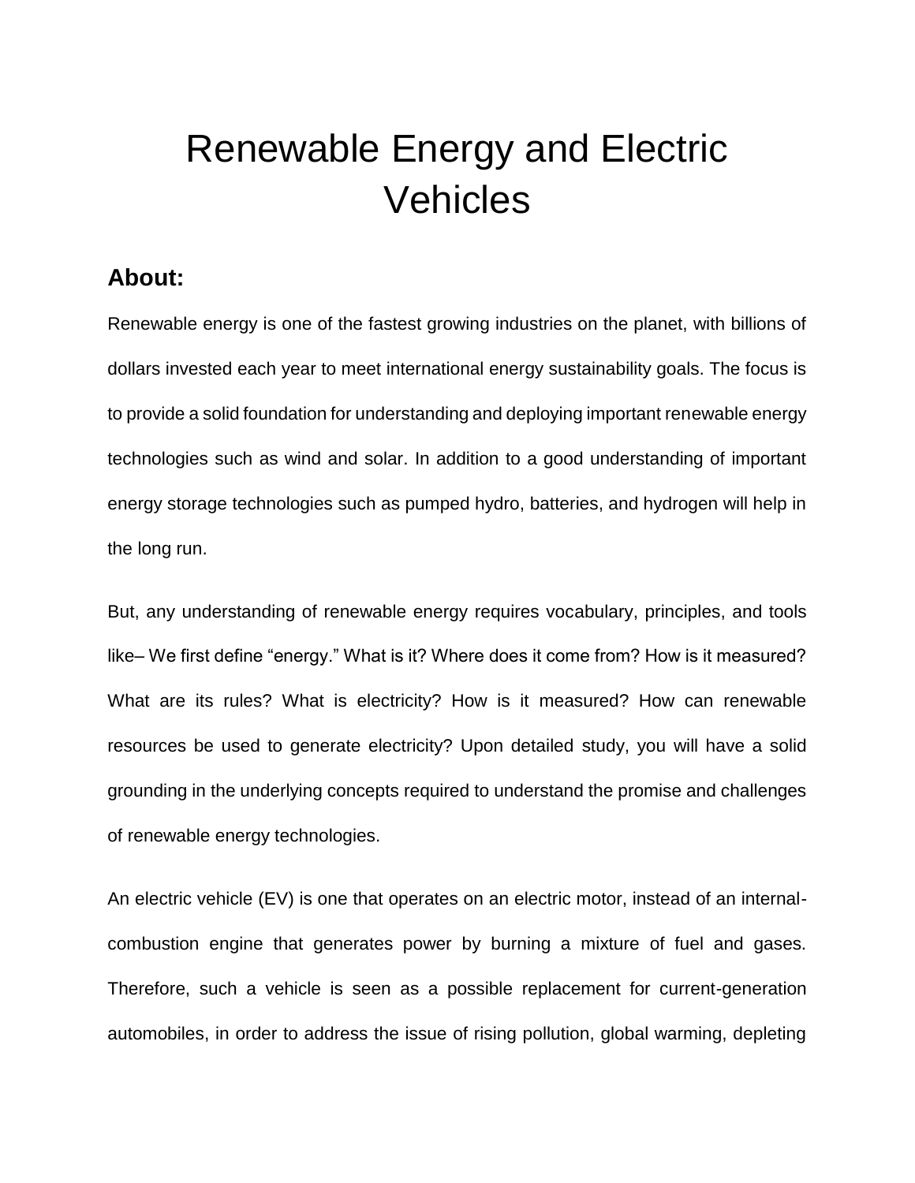# Renewable Energy and Electric Vehicles

## About:

Renewable energy is one of the fastest growing industries on the planet, with billions of dollars invested each year to meet international energy sustainability goals. The focus is to provide a solid foundation for understanding and deploying important renewable energy technologies such as wind and solar. In addition to a good understanding of important energy storage technologies such as pumped hydro, batteries, and hydrogen will help in the long run.

But, any understanding of renewable energy requires vocabulary, principles, and tools like– We first define "energy." What is it? Where does it come from? How is it measured? What are its rules? What is electricity? How is it measured? How can renewable resources be used to generate electricity? Upon detailed study, you will have a solid grounding in the underlying concepts required to understand the promise and challenges of renewable energy technologies.

An electric vehicle (EV) is one that operates on an electric motor, instead of an internal-combustion engine that generates power by burning a mixture of fuel and gases. Therefore, such a vehicle is seen as a possible replacement for current-generation automobiles, in order to address the issue of rising pollution, global warming, depleting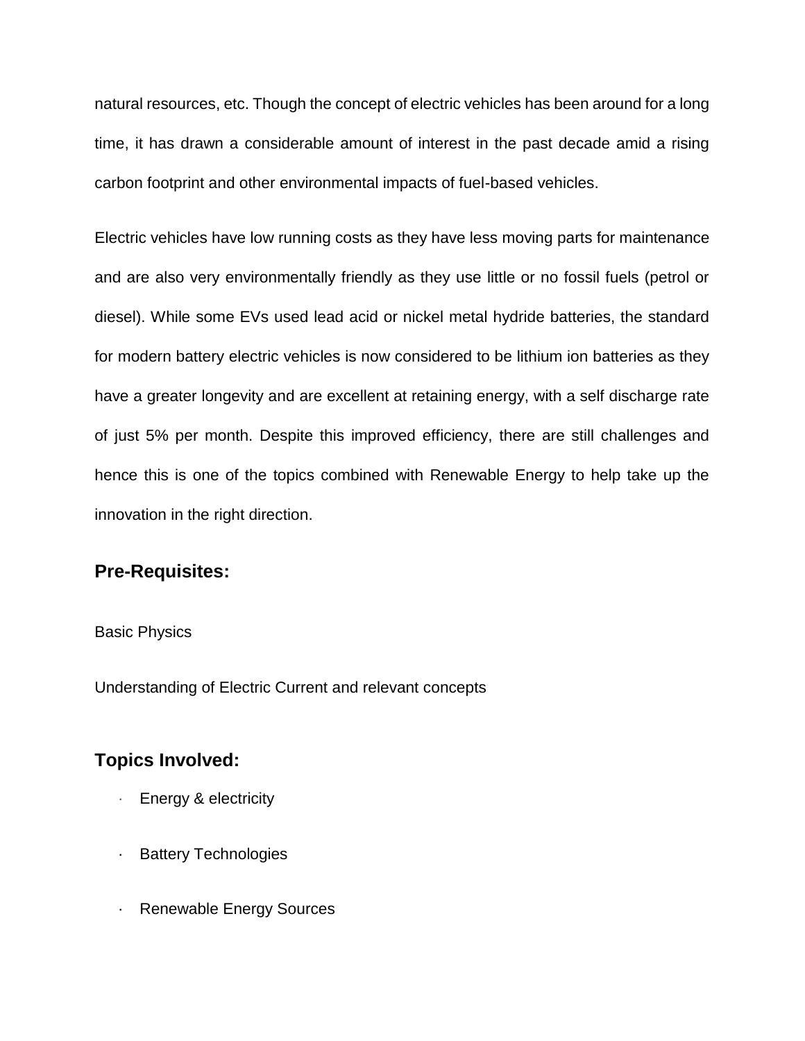natural resources, etc. Though the concept of electric vehicles has been around for a long time, it has drawn a considerable amount of interest in the past decade amid a rising carbon footprint and other environmental impacts of fuel-based vehicles.

Electric vehicles have low running costs as they have less moving parts for maintenance and are also very environmentally friendly as they use little or no fossil fuels (petrol or diesel). While some EVs used lead acid or nickel metal hydride batteries, the standard for modern battery electric vehicles is now considered to be lithium ion batteries as they have a greater longevity and are excellent at retaining energy, with a self discharge rate of just 5% per month. Despite this improved efficiency, there are still challenges and hence this is one of the topics combined with Renewable Energy to help take up the innovation in the right direction.

## Pre-Requisites:

Basic Physics

Understanding of Electric Current and relevant concepts

## Topics Involved:

- Energy & electricity
- Battery Technologies
- Renewable Energy Sources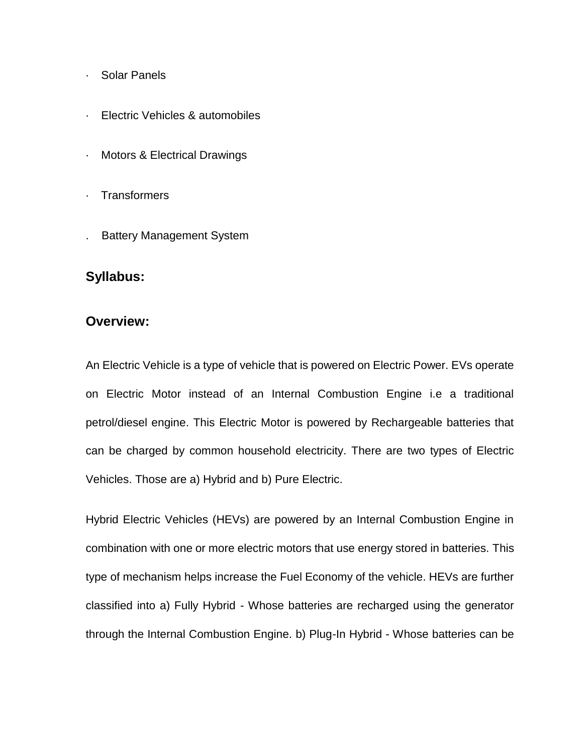- Solar Panels
- Electric Vehicles & automobiles
- Motors & Electrical Drawings
- Transformers
- Battery Management System

## Syllabus:

## Overview:

An Electric Vehicle is a type of vehicle that is powered on Electric Power. EVs operate on Electric Motor instead of an Internal Combustion Engine i.e a traditional petrol/diesel engine. This Electric Motor is powered by Rechargeable batteries that can be charged by common household electricity. There are two types of Electric Vehicles. Those are a) Hybrid and b) Pure Electric.

Hybrid Electric Vehicles (HEVs) are powered by an Internal Combustion Engine in combination with one or more electric motors that use energy stored in batteries. This type of mechanism helps increase the Fuel Economy of the vehicle. HEVs are further classified into a) Fully Hybrid - Whose batteries are recharged using the generator through the Internal Combustion Engine. b) Plug-In Hybrid - Whose batteries can be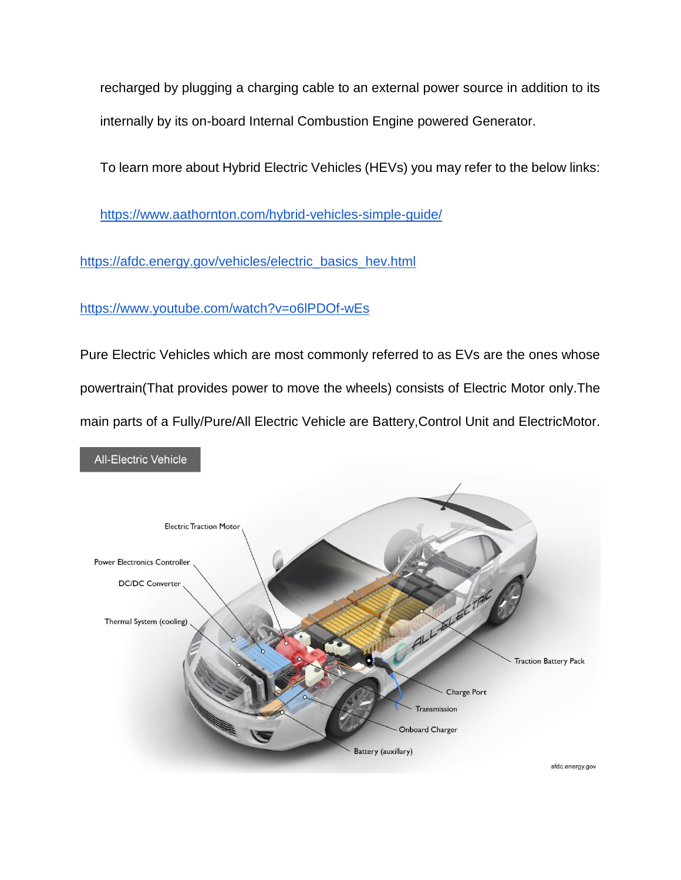recharged by plugging a charging cable to an external power source in addition to its internally by its on-board Internal Combustion Engine powered Generator.

To learn more about Hybrid Electric Vehicles (HEVs) you may refer to the below links:

https://www.aathornton.com/hybrid-vehicles-simple-guide/

https://afdc.energy.gov/vehicles/electric_basics_hev.html

https://www.youtube.com/watch?v=o6lPDOf-wEs

Pure Electric Vehicles which are most commonly referred to as EVs are the ones whose powertrain(That provides power to move the wheels) consists of Electric Motor only.The main parts of a Fully/Pure/All Electric Vehicle are Battery,Control Unit and ElectricMotor.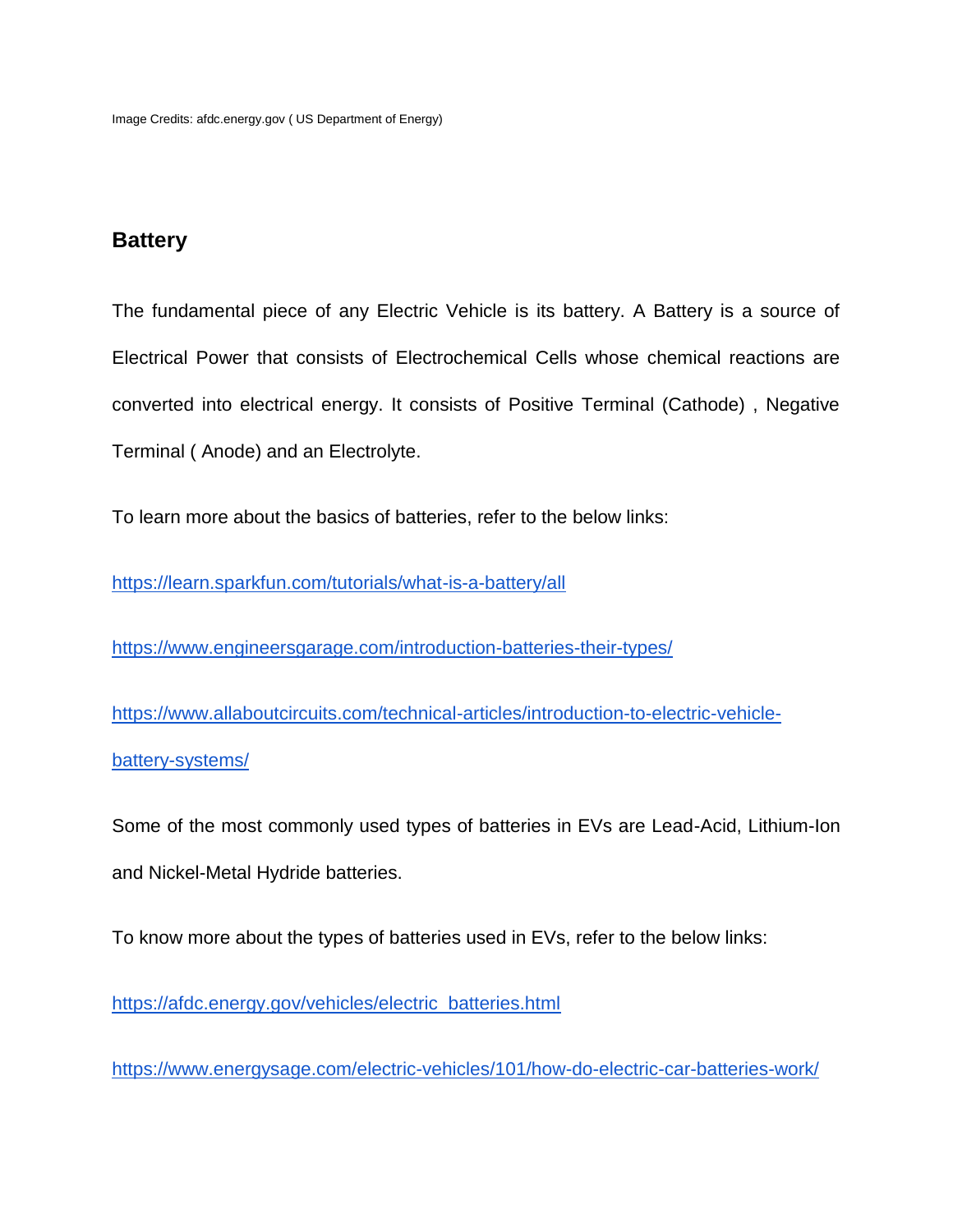Image Credits: afdc.energy.gov ( US Department of Energy)

## Battery

The fundamental piece of any Electric Vehicle is its battery. A Battery is a source of Electrical Power that consists of Electrochemical Cells whose chemical reactions are converted into electrical energy. It consists of Positive Terminal (Cathode) , Negative Terminal ( Anode) and an Electrolyte.

To learn more about the basics of batteries, refer to the below links:

https://learn.sparkfun.com/tutorials/what-is-a-battery/all

https://www.engineersgarage.com/introduction-batteries-their-types/

https://www.allaboutcircuits.com/technical-articles/introduction-to-electric-vehicle-battery-systems/

Some of the most commonly used types of batteries in EVs are Lead-Acid, Lithium-Ion and Nickel-Metal Hydride batteries.

To know more about the types of batteries used in EVs, refer to the below links:

https://afdc.energy.gov/vehicles/electric_batteries.html

https://www.energysage.com/electric-vehicles/101/how-do-electric-car-batteries-work/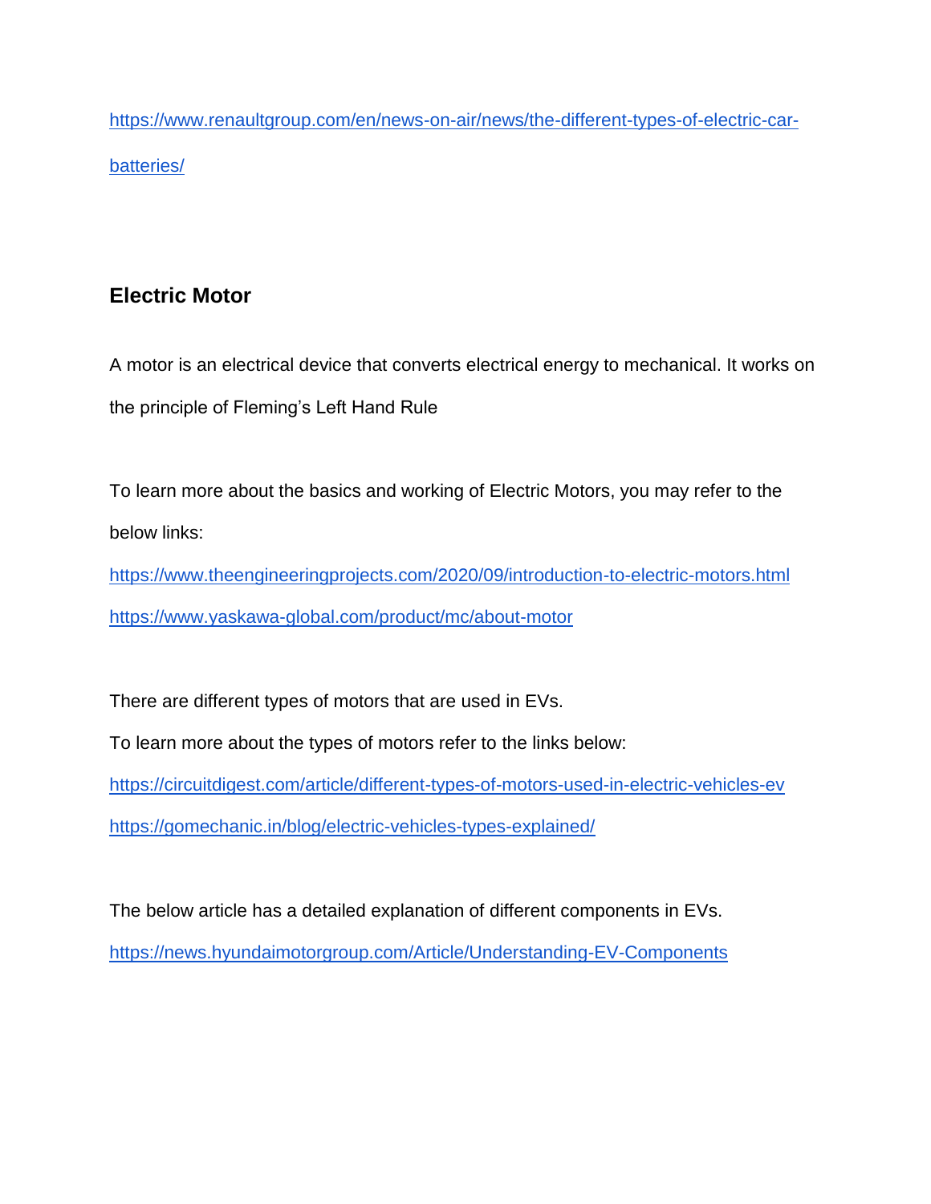https://www.renaultgroup.com/en/news-on-air/news/the-different-types-of-electric-car-batteries/

## Electric Motor

A motor is an electrical device that converts electrical energy to mechanical. It works on the principle of Fleming's Left Hand Rule

To learn more about the basics and working of Electric Motors, you may refer to the below links:

https://www.theengineeringprojects.com/2020/09/introduction-to-electric-motors.html
https://www.yaskawa-global.com/product/mc/about-motor

There are different types of motors that are used in EVs.
To learn more about the types of motors refer to the links below:
https://circuitdigest.com/article/different-types-of-motors-used-in-electric-vehicles-ev
https://gomechanic.in/blog/electric-vehicles-types-explained/

The below article has a detailed explanation of different components in EVs.
https://news.hyundaimotorgroup.com/Article/Understanding-EV-Components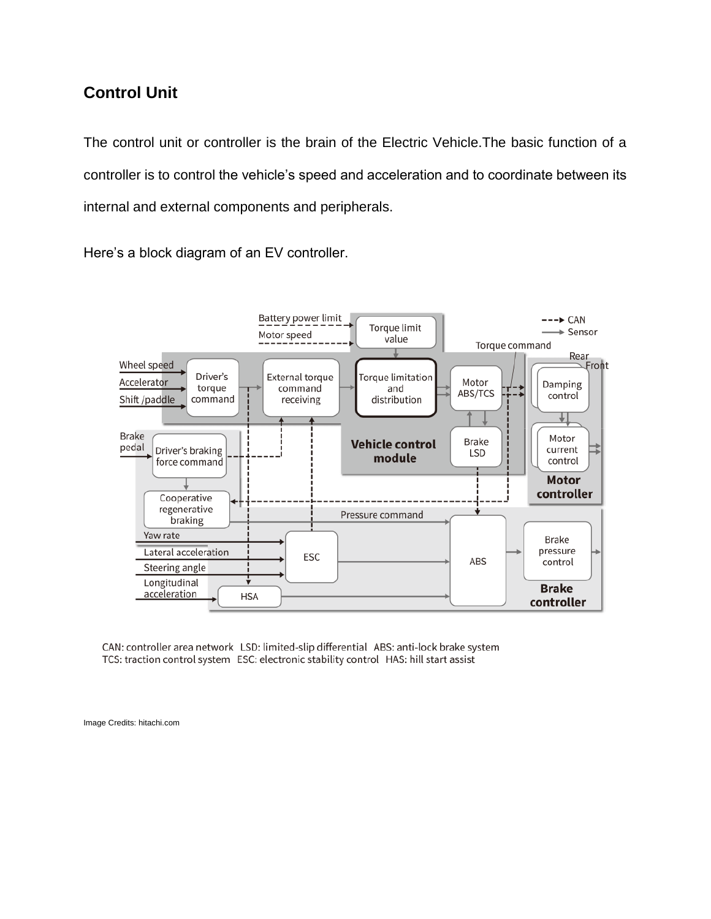## Control Unit

The control unit or controller is the brain of the Electric Vehicle.The basic function of a controller is to control the vehicle's speed and acceleration and to coordinate between its internal and external components and peripherals.

Here's a block diagram of an EV controller.

CAN: controller area network   LSD: limited-slip differential   ABS: anti-lock brake system
TCS: traction control system   ESC: electronic stability control   HAS: hill start assist

Image Credits: hitachi.com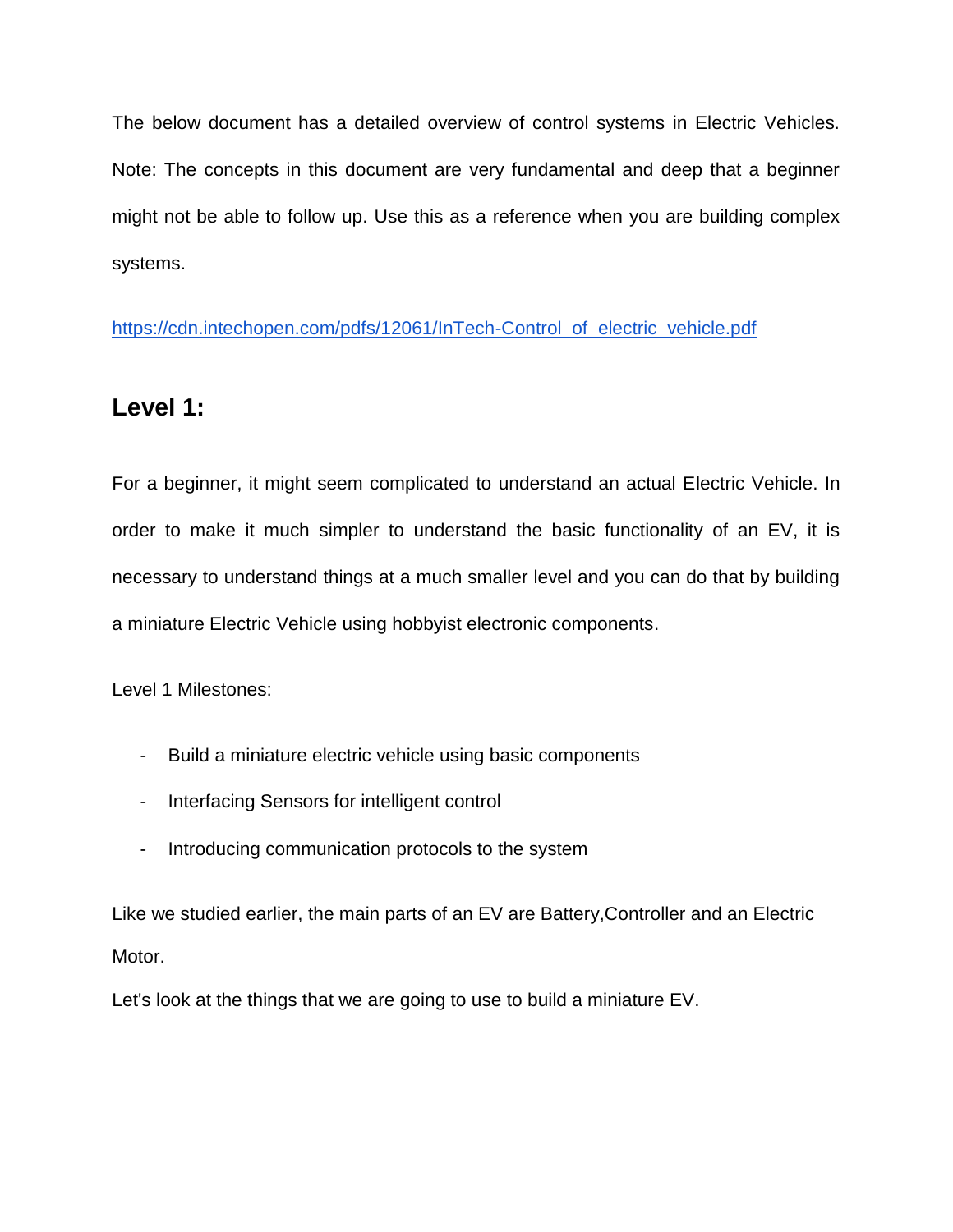The below document has a detailed overview of control systems in Electric Vehicles. Note: The concepts in this document are very fundamental and deep that a beginner might not be able to follow up. Use this as a reference when you are building complex systems.

[https://cdn.intechopen.com/pdfs/12061/InTech-Control_of_electric_vehicle.pdf](https://cdn.intechopen.com/pdfs/12061/InTech-Control_of_electric_vehicle.pdf)

## Level 1:

For a beginner, it might seem complicated to understand an actual Electric Vehicle. In order to make it much simpler to understand the basic functionality of an EV, it is necessary to understand things at a much smaller level and you can do that by building a miniature Electric Vehicle using hobbyist electronic components.

Level 1 Milestones:

- Build a miniature electric vehicle using basic components
- Interfacing Sensors for intelligent control
- Introducing communication protocols to the system

Like we studied earlier, the main parts of an EV are Battery,Controller and an Electric Motor.

Let's look at the things that we are going to use to build a miniature EV.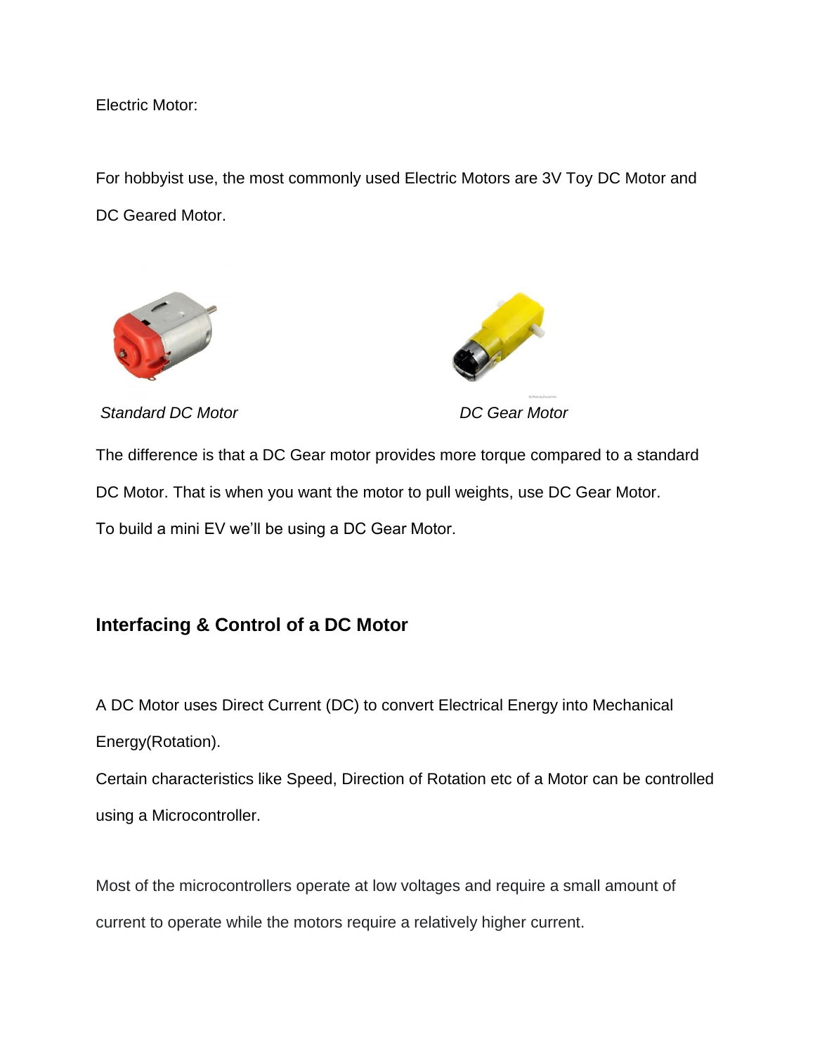Electric Motor:

For hobbyist use, the most commonly used Electric Motors are 3V Toy DC Motor and DC Geared Motor.

*Standard DC Motor* *DC Gear Motor*

The difference is that a DC Gear motor provides more torque compared to a standard DC Motor. That is when you want the motor to pull weights, use DC Gear Motor.
To build a mini EV we'll be using a DC Gear Motor.

## Interfacing & Control of a DC Motor

A DC Motor uses Direct Current (DC) to convert Electrical Energy into Mechanical Energy(Rotation).
Certain characteristics like Speed, Direction of Rotation etc of a Motor can be controlled using a Microcontroller.

Most of the microcontrollers operate at low voltages and require a small amount of current to operate while the motors require a relatively higher current.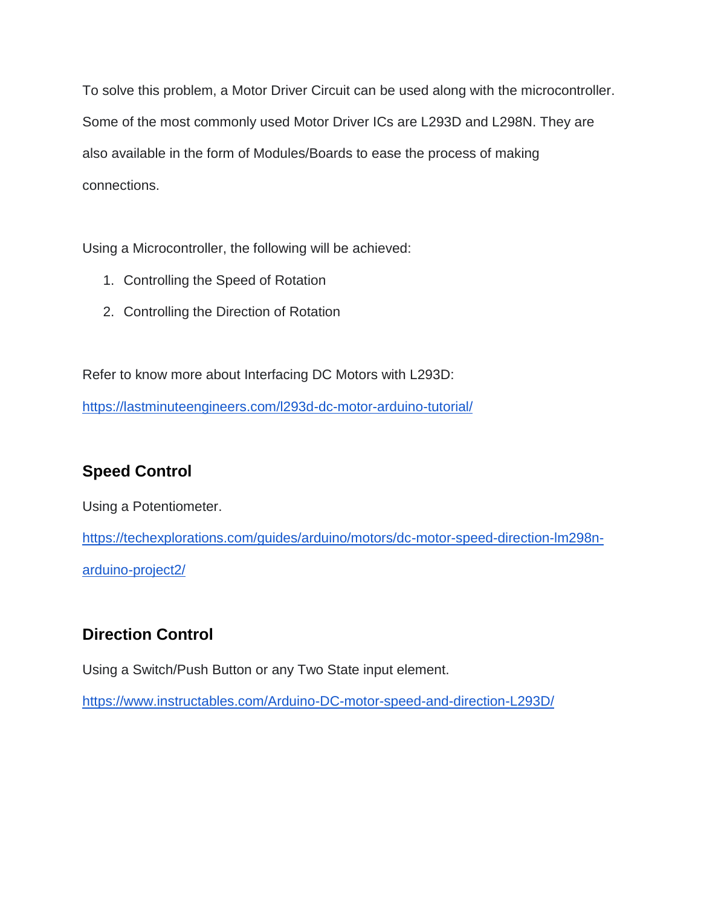To solve this problem, a Motor Driver Circuit can be used along with the microcontroller. Some of the most commonly used Motor Driver ICs are L293D and L298N. They are also available in the form of Modules/Boards to ease the process of making connections.

Using a Microcontroller, the following will be achieved:

1. Controlling the Speed of Rotation
2. Controlling the Direction of Rotation

Refer to know more about Interfacing DC Motors with L293D:

https://lastminuteengineers.com/l293d-dc-motor-arduino-tutorial/

### Speed Control

Using a Potentiometer.

https://techexplorations.com/guides/arduino/motors/dc-motor-speed-direction-lm298n-arduino-project2/

### Direction Control

Using a Switch/Push Button or any Two State input element.

https://www.instructables.com/Arduino-DC-motor-speed-and-direction-L293D/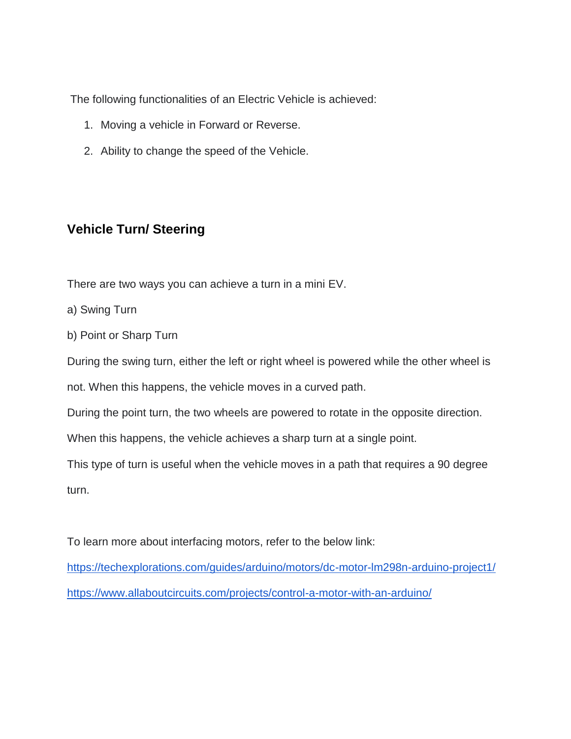The following functionalities of an Electric Vehicle is achieved:

1. Moving a vehicle in Forward or Reverse.
2. Ability to change the speed of the Vehicle.

## Vehicle Turn/ Steering

There are two ways you can achieve a turn in a mini EV.

a) Swing Turn

b) Point or Sharp Turn

During the swing turn, either the left or right wheel is powered while the other wheel is not. When this happens, the vehicle moves in a curved path.

During the point turn, the two wheels are powered to rotate in the opposite direction. When this happens, the vehicle achieves a sharp turn at a single point.

This type of turn is useful when the vehicle moves in a path that requires a 90 degree turn.

To learn more about interfacing motors, refer to the below link:

https://techexplorations.com/guides/arduino/motors/dc-motor-lm298n-arduino-project1/

https://www.allaboutcircuits.com/projects/control-a-motor-with-an-arduino/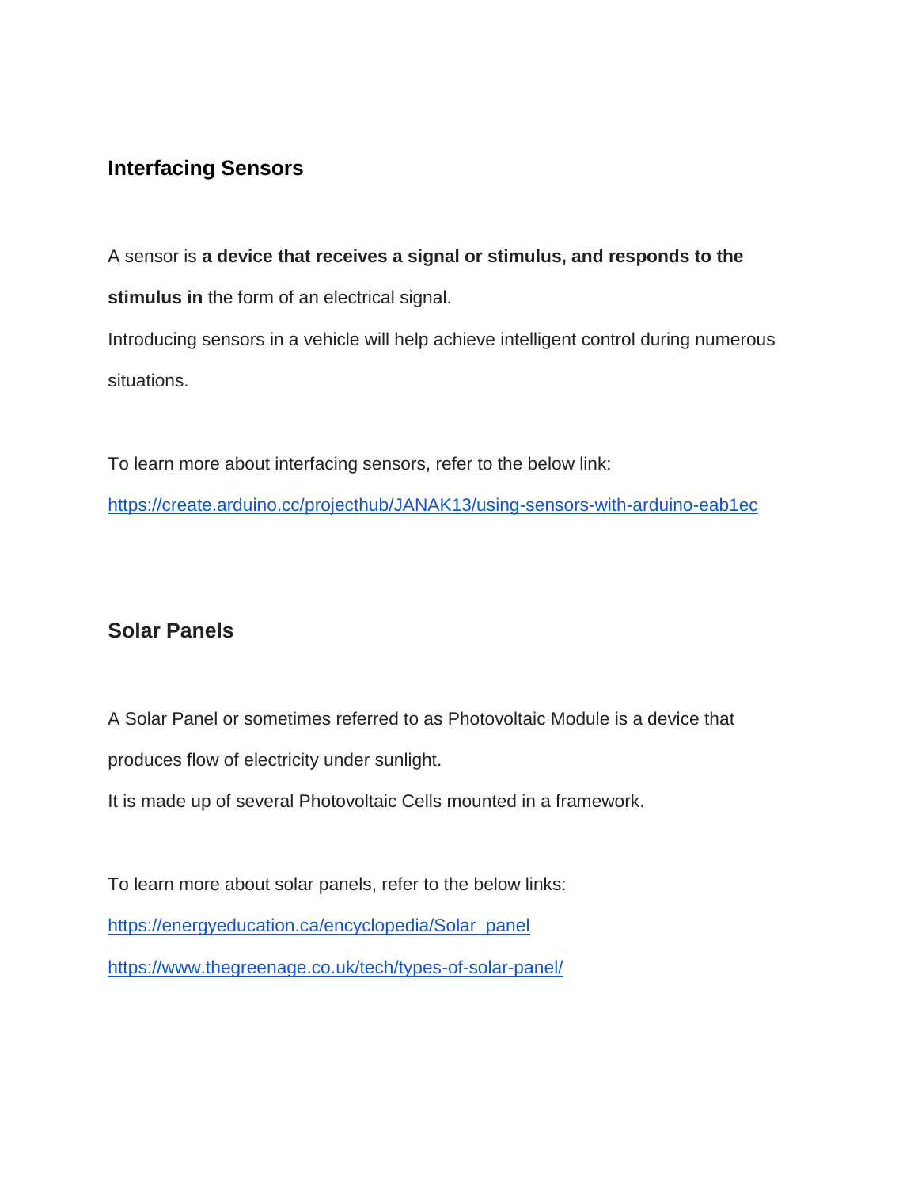## Interfacing Sensors

A sensor is **a device that receives a signal or stimulus, and responds to the stimulus in** the form of an electrical signal.

Introducing sensors in a vehicle will help achieve intelligent control during numerous situations.

To learn more about interfacing sensors, refer to the below link:

https://create.arduino.cc/projecthub/JANAK13/using-sensors-with-arduino-eab1ec

## Solar Panels

A Solar Panel or sometimes referred to as Photovoltaic Module is a device that produces flow of electricity under sunlight.

It is made up of several Photovoltaic Cells mounted in a framework.

To learn more about solar panels, refer to the below links:

https://energyeducation.ca/encyclopedia/Solar_panel

https://www.thegreenage.co.uk/tech/types-of-solar-panel/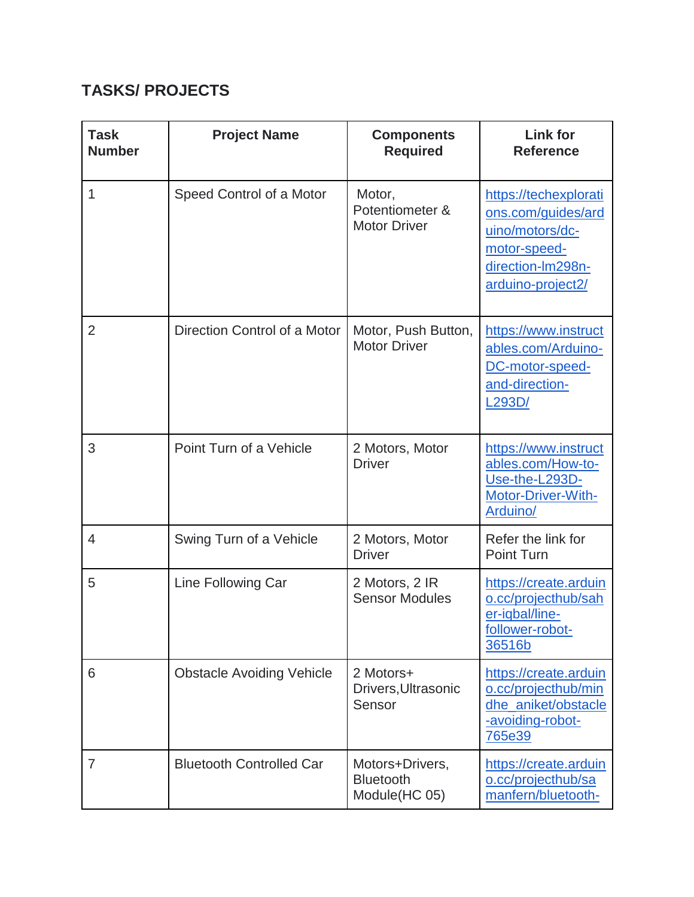## TASKS/ PROJECTS

| Task Number | Project Name | Components Required | Link for Reference |
|---|---|---|---|
| 1 | Speed Control of a Motor | Motor, Potentiometer & Motor Driver | https://techexplorations.com/guides/arduino/motors/dc-motor-speed-direction-lm298n-arduino-project2/ |
| 2 | Direction Control of a Motor | Motor, Push Button, Motor Driver | https://www.instructables.com/Arduino-DC-motor-speed-and-direction-L293D/ |
| 3 | Point Turn of a Vehicle | 2 Motors, Motor Driver | https://www.instructables.com/How-to-Use-the-L293D-Motor-Driver-With-Arduino/ |
| 4 | Swing Turn of a Vehicle | 2 Motors, Motor Driver | Refer the link for Point Turn |
| 5 | Line Following Car | 2 Motors, 2 IR Sensor Modules | https://create.arduino.cc/projecthub/saher-iqbal/line-follower-robot-36516b |
| 6 | Obstacle Avoiding Vehicle | 2 Motors+ Drivers,Ultrasonic Sensor | https://create.arduino.cc/projecthub/mindhe_aniket/obstacle-avoiding-robot-765e39 |
| 7 | Bluetooth Controlled Car | Motors+Drivers, Bluetooth Module(HC 05) | https://create.arduino.cc/projecthub/samanfern/bluetooth- |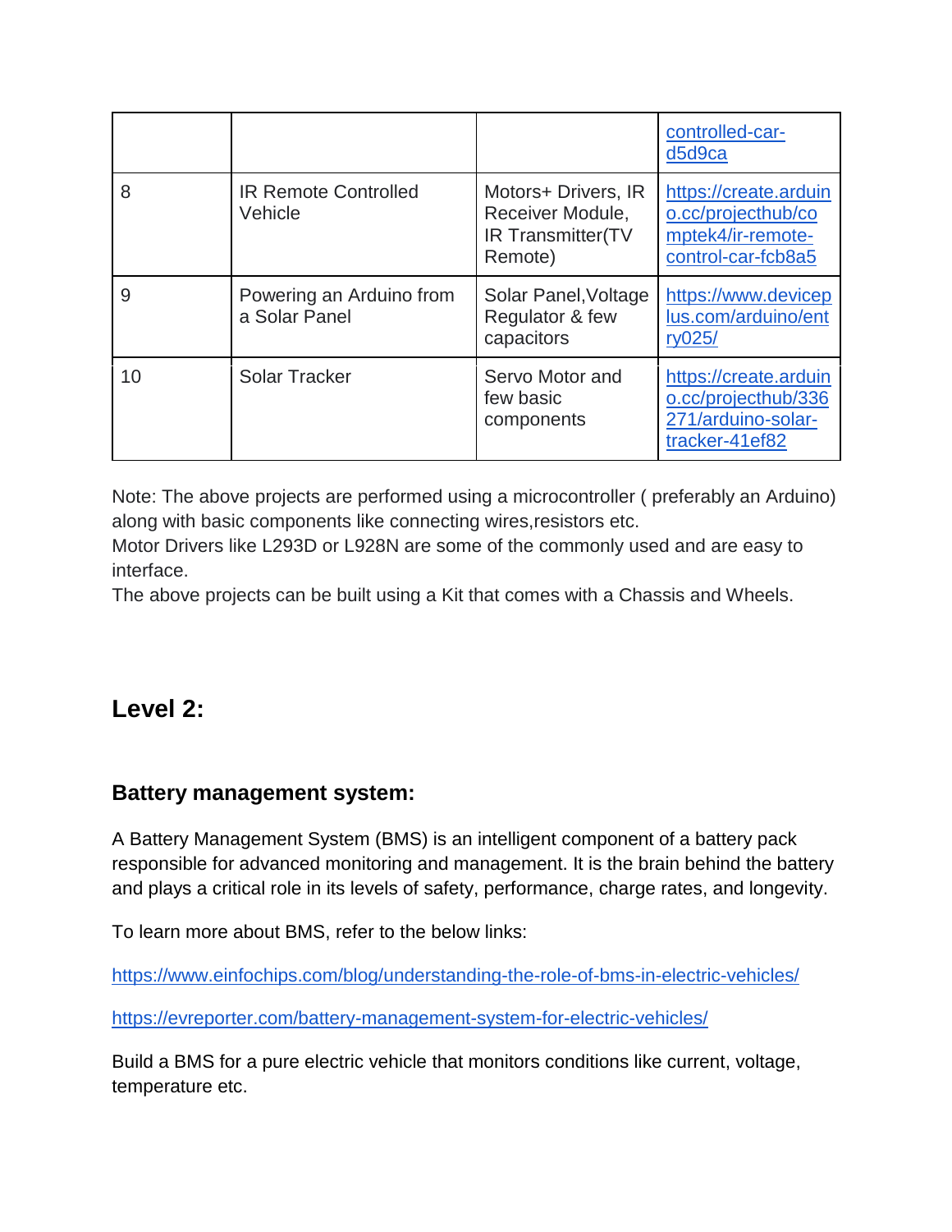| | | | controlled-car-d5d9ca |
|---|---|---|---|
| 8 | IR Remote Controlled Vehicle | Motors+ Drivers, IR Receiver Module, IR Transmitter(TV Remote) | https://create.arduino.cc/projecthub/comptek4/ir-remote-control-car-fcb8a5 |
| 9 | Powering an Arduino from a Solar Panel | Solar Panel,Voltage Regulator & few capacitors | https://www.deviceplus.com/arduino/entry025/ |
| 10 | Solar Tracker | Servo Motor and few basic components | https://create.arduino.cc/projecthub/336271/arduino-solar-tracker-41ef82 |

Note: The above projects are performed using a microcontroller ( preferably an Arduino) along with basic components like connecting wires,resistors etc.
Motor Drivers like L293D or L928N are some of the commonly used and are easy to interface.
The above projects can be built using a Kit that comes with a Chassis and Wheels.

## Level 2:

### Battery management system:

A Battery Management System (BMS) is an intelligent component of a battery pack responsible for advanced monitoring and management. It is the brain behind the battery and plays a critical role in its levels of safety, performance, charge rates, and longevity.

To learn more about BMS, refer to the below links:

https://www.einfochips.com/blog/understanding-the-role-of-bms-in-electric-vehicles/

https://evreporter.com/battery-management-system-for-electric-vehicles/

Build a BMS for a pure electric vehicle that monitors conditions like current, voltage, temperature etc.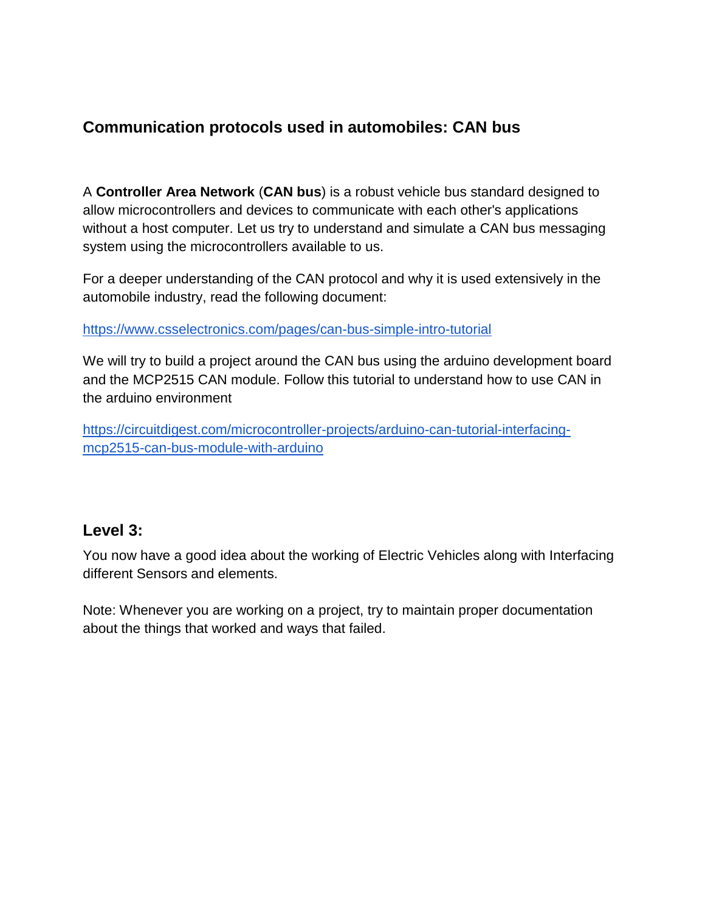## Communication protocols used in automobiles: CAN bus

A **Controller Area Network** (**CAN bus**) is a robust vehicle bus standard designed to allow microcontrollers and devices to communicate with each other's applications without a host computer. Let us try to understand and simulate a CAN bus messaging system using the microcontrollers available to us.

For a deeper understanding of the CAN protocol and why it is used extensively in the automobile industry, read the following document:

https://www.csselectronics.com/pages/can-bus-simple-intro-tutorial

We will try to build a project around the CAN bus using the arduino development board and the MCP2515 CAN module. Follow this tutorial to understand how to use CAN in the arduino environment

https://circuitdigest.com/microcontroller-projects/arduino-can-tutorial-interfacing-mcp2515-can-bus-module-with-arduino

## Level 3:

You now have a good idea about the working of Electric Vehicles along with Interfacing different Sensors and elements.

Note: Whenever you are working on a project, try to maintain proper documentation about the things that worked and ways that failed.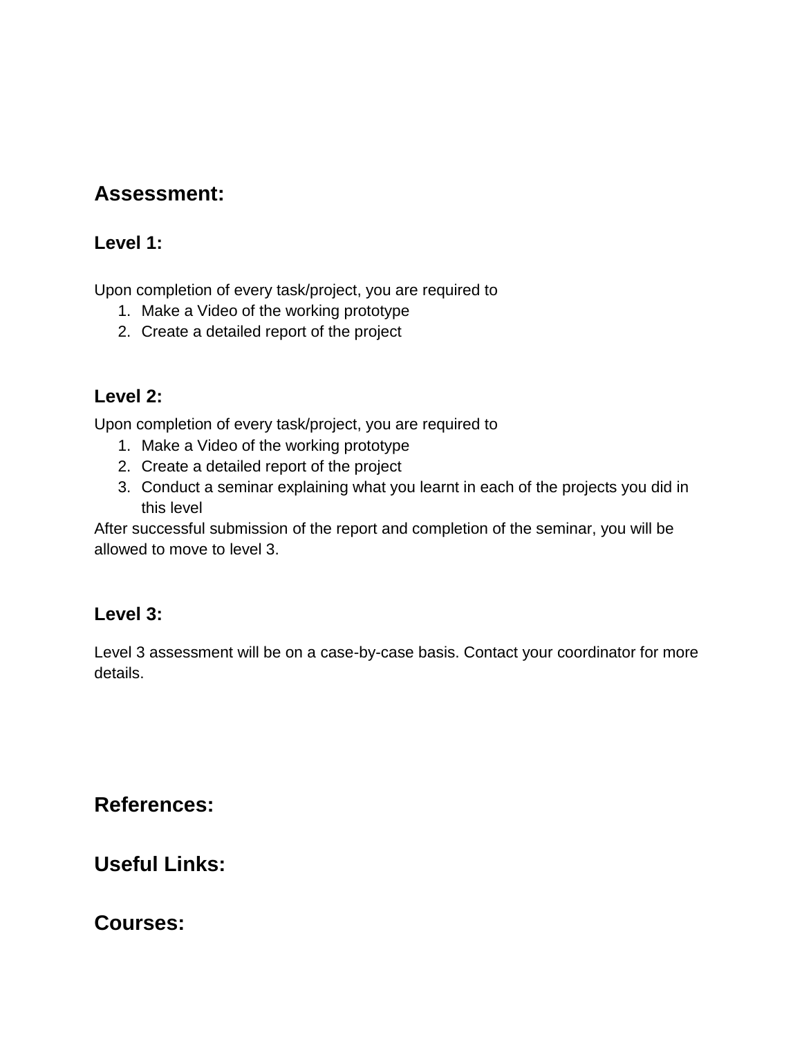## Assessment:

### Level 1:

Upon completion of every task/project, you are required to

1. Make a Video of the working prototype
2. Create a detailed report of the project

### Level 2:

Upon completion of every task/project, you are required to

1. Make a Video of the working prototype
2. Create a detailed report of the project
3. Conduct a seminar explaining what you learnt in each of the projects you did in this level

After successful submission of the report and completion of the seminar, you will be allowed to move to level 3.

### Level 3:

Level 3 assessment will be on a case-by-case basis. Contact your coordinator for more details.

## References:

## Useful Links:

## Courses: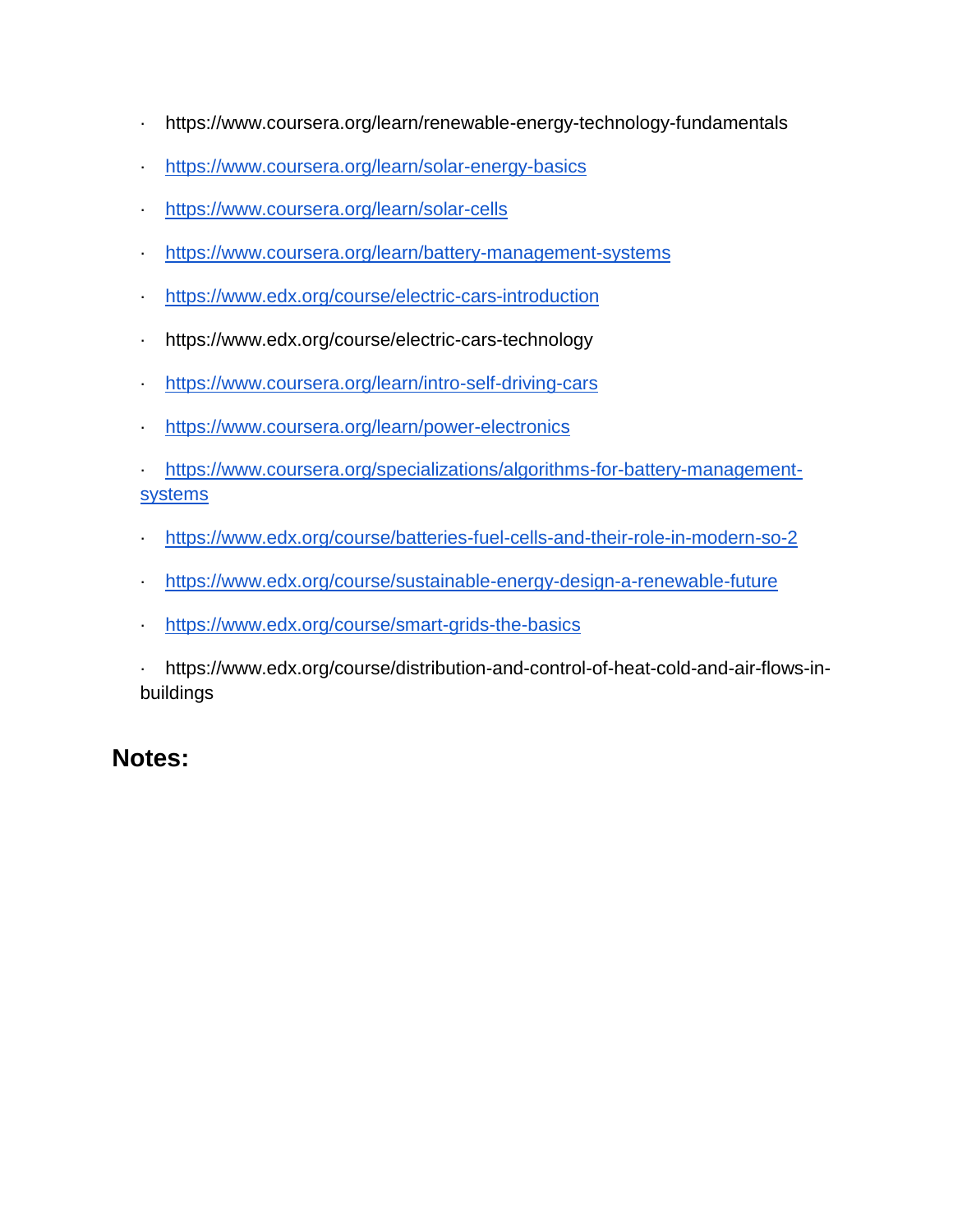- https://www.coursera.org/learn/renewable-energy-technology-fundamentals
- https://www.coursera.org/learn/solar-energy-basics
- https://www.coursera.org/learn/solar-cells
- https://www.coursera.org/learn/battery-management-systems
- https://www.edx.org/course/electric-cars-introduction
- https://www.edx.org/course/electric-cars-technology
- https://www.coursera.org/learn/intro-self-driving-cars
- https://www.coursera.org/learn/power-electronics
- https://www.coursera.org/specializations/algorithms-for-battery-management-systems
- https://www.edx.org/course/batteries-fuel-cells-and-their-role-in-modern-so-2
- https://www.edx.org/course/sustainable-energy-design-a-renewable-future
- https://www.edx.org/course/smart-grids-the-basics
- https://www.edx.org/course/distribution-and-control-of-heat-cold-and-air-flows-in-buildings

## Notes: